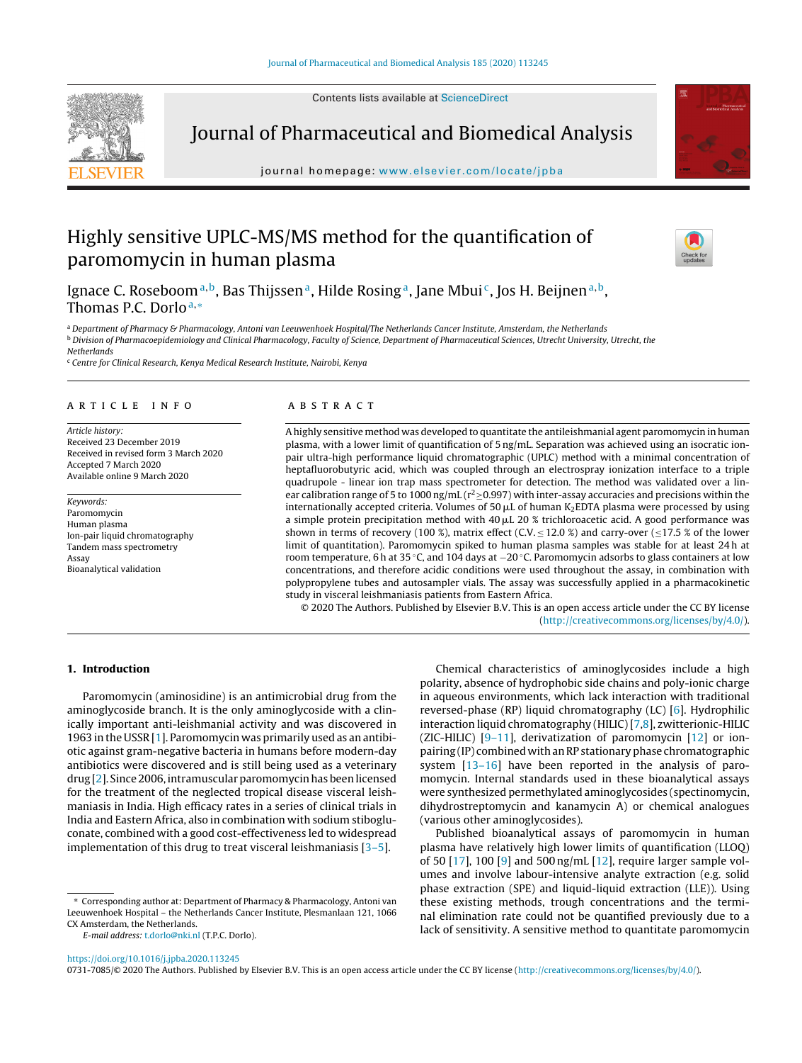# Highly sensitive UPLC-MS/MS method for the quantification of paromomycin in human plasma

Ignace C. Roseboom[a,b], Bas Thijssen[a], Hilde Rosing[a], Jane Mbui[c], Jos H. Beijnen[a,b], Thomas P.C. Dorlo[a,*]

[a] Department of Pharmacy & Pharmacology, Antoni van Leeuwenhoek Hospital/The Netherlands Cancer Institute, Amsterdam, the Netherlands
[b] Division of Pharmacoepidemiology and Clinical Pharmacology, Faculty of Science, Department of Pharmaceutical Sciences, Utrecht University, Utrecht, the Netherlands
[c] Centre for Clinical Research, Kenya Medical Research Institute, Nairobi, Kenya

## ARTICLE INFO

*Article history:*
Received 23 December 2019
Received in revised form 3 March 2020
Accepted 7 March 2020
Available online 9 March 2020

*Keywords:*
Paromomycin
Human plasma
Ion-pair liquid chromatography
Tandem mass spectrometry
Assay
Bioanalytical validation

## ABSTRACT

A highly sensitive method was developed to quantitate the antileishmanial agent paromomycin in human plasma, with a lower limit of quantification of 5 ng/mL. Separation was achieved using an isocratic ion-pair ultra-high performance liquid chromatography (UPLC) method with a minimal concentration of heptafluorobutyric acid, which was coupled through an electrospray ionization interface to a triple quadrupole - linear ion trap mass spectrometer for detection. The method was validated over a linear calibration range of 5 to 1000 ng/mL ($r^2 \geq 0.997$) with inter-assay accuracies and precisions within the internationally accepted criteria. Volumes of 50 μL of human $K_2EDTA$ plasma were processed by using a simple protein precipitation method with 40 μL 20 % trichloroacetic acid. A good performance was shown in terms of recovery (100 %), matrix effect (C.V. ≤ 12.0 %) and carry-over (≤17.5 % of the lower limit of quantitation). Paromomycin spiked to human plasma samples was stable for at least 24 h at room temperature, 6 h at 35 °C, and 104 days at −20 °C. Paromomycin adsorbs to glass containers at low concentrations, and therefore acidic conditions were used throughout the assay, in combination with polypropylene tubes and autosampler vials. The assay was successfully applied in a pharmacokinetic study in visceral leishmaniasis patients from Eastern Africa.

© 2020 The Authors. Published by Elsevier B.V. This is an open access article under the CC BY license (http://creativecommons.org/licenses/by/4.0/).

## 1. Introduction

Paromomycin (aminosidine) is an antimicrobial drug from the aminoglycoside branch. It is the only aminoglycoside with a clinically important anti-leishmanial activity and was discovered in 1963 in the USSR [1]. Paromomycin was primarily used as an antibiotic against gram-negative bacteria in humans before modern-day antibiotics were discovered and is still being used as a veterinary drug [2]. Since 2006, intramuscular paromomycin has been licensed for the treatment of the neglected tropical disease visceral leishmaniasis in India. High efficacy rates in a series of clinical trials in India and Eastern Africa, also in combination with sodium stibogluconate, combined with a good cost-effectiveness led to widespread implementation of this drug to treat visceral leishmaniasis [3–5].

Chemical characteristics of aminoglycosides include a high polarity, absence of hydrophobic side chains and poly-ionic charge in aqueous environments, which lack interaction with traditional reversed-phase (RP) liquid chromatography (LC) [6]. Hydrophilic interaction liquid chromatography (HILIC) [7,8], zwitterionic-HILIC (ZIC-HILIC) [9–11], derivatization of paromomycin [12] or ion-pairing (IP) combined with an RP stationary phase chromatographic system [13–16] have been reported in the analysis of paromomycin. Internal standards used in these bioanalytical assays were synthesized permethylated aminoglycosides (spectinomycin, dihydrostreptomycin and kanamycin A) or chemical analogues (various other aminoglycosides).

Published bioanalytical assays of paromomycin in human plasma have relatively high lower limits of quantification (LLOQ) of 50 [17], 100 [9] and 500 ng/mL [12], require larger sample volumes and involve labour-intensive analyte extraction (e.g. solid phase extraction (SPE) and liquid-liquid extraction (LLE)). Using these existing methods, trough concentrations and the terminal elimination rate could not be quantified previously due to a lack of sensitivity. A sensitive method to quantitate paromomycin

\* Corresponding author at: Department of Pharmacy & Pharmacology, Antoni van Leeuwenhoek Hospital – the Netherlands Cancer Institute, Plesmanlaan 121, 1066 CX Amsterdam, the Netherlands.
*E-mail address:* t.dorlo@nki.nl (T.P.C. Dorlo).

https://doi.org/10.1016/j.jpba.2020.113245
0731-7085/© 2020 The Authors. Published by Elsevier B.V. This is an open access article under the CC BY license (http://creativecommons.org/licenses/by/4.0/).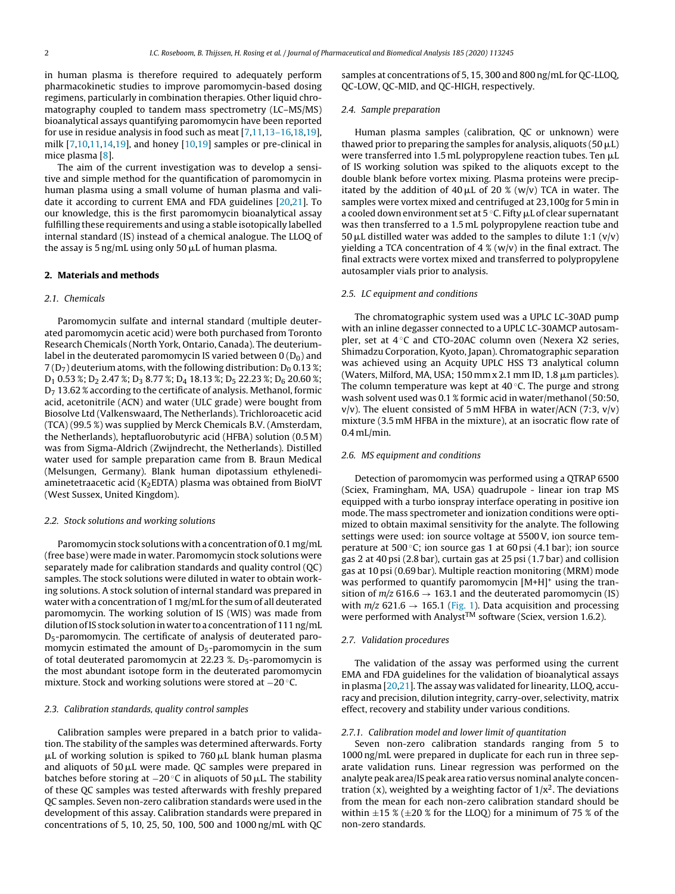in human plasma is therefore required to adequately perform pharmacokinetic studies to improve paromomycin-based dosing regimens, particularly in combination therapies. Other liquid chromatography coupled to tandem mass spectrometry (LC–MS/MS) bioanalytical assays quantifying paromomycin have been reported for use in residue analysis in food such as meat [7,11,13–16,18,19], milk [7,10,11,14,19], and honey [10,19] samples or pre-clinical in mice plasma [8].

The aim of the current investigation was to develop a sensitive and simple method for the quantification of paromomycin in human plasma using a small volume of human plasma and validate it according to current EMA and FDA guidelines [20,21]. To our knowledge, this is the first paromomycin bioanalytical assay fulfilling these requirements and using a stable isotopically labelled internal standard (IS) instead of a chemical analogue. The LLOQ of the assay is 5 ng/mL using only 50 μL of human plasma.

## 2. Materials and methods

### 2.1. Chemicals

Paromomycin sulfate and internal standard (multiple deuterated paromomycin acetic acid) were both purchased from Toronto Research Chemicals (North York, Ontario, Canada). The deuterium-label in the deuterated paromomycin IS varied between 0 ($D_0$) and 7 ($D_7$) deuterium atoms, with the following distribution: $D_0$ 0.13 %; $D_1$ 0.53 %; $D_2$ 2.47 %; $D_3$ 8.77 %; $D_4$ 18.13 %; $D_5$ 22.23 %; $D_6$ 20.60 %; $D_7$ 13.62 % according to the certificate of analysis. Methanol, formic acid, acetonitrile (ACN) and water (ULC grade) were bought from Biosolve Ltd (Valkenswaard, The Netherlands). Trichloroacetic acid (TCA) (99.5 %) was supplied by Merck Chemicals B.V. (Amsterdam, the Netherlands), heptafluorobutyric acid (HFBA) solution (0.5 M) was from Sigma-Aldrich (Zwijndrecht, the Netherlands). Distilled water used for sample preparation came from B. Braun Medical (Melsungen, Germany). Blank human dipotassium ethylenediaminetetraacetic acid ($K_2EDTA$) plasma was obtained from BioIVT (West Sussex, United Kingdom).

### 2.2. Stock solutions and working solutions

Paromomycin stock solutions with a concentration of 0.1 mg/mL (free base) were made in water. Paromomycin stock solutions were separately made for calibration standards and quality control (QC) samples. The stock solutions were diluted in water to obtain working solutions. A stock solution of internal standard was prepared in water with a concentration of 1 mg/mL for the sum of all deuterated paromomycin. The working solution of IS (WIS) was made from dilution of IS stock solution in water to a concentration of 111 ng/mL $D_5$-paromomycin. The certificate of analysis of deuterated paromomycin estimated the amount of $D_5$-paromomycin in the sum of total deuterated paromomycin at 22.23 %. $D_5$-paromomycin is the most abundant isotope form in the deuterated paromomycin mixture. Stock and working solutions were stored at −20 °C.

### 2.3. Calibration standards, quality control samples

Calibration samples were prepared in a batch prior to validation. The stability of the samples was determined afterwards. Forty μL of working solution is spiked to 760 μL blank human plasma and aliquots of 50 μL were made. QC samples were prepared in batches before storing at −20 °C in aliquots of 50 μL. The stability of these QC samples was tested afterwards with freshly prepared QC samples. Seven non-zero calibration standards were used in the development of this assay. Calibration standards were prepared in concentrations of 5, 10, 25, 50, 100, 500 and 1000 ng/mL with QC samples at concentrations of 5, 15, 300 and 800 ng/mL for QC-LLOQ, QC-LOW, QC-MID, and QC-HIGH, respectively.

### 2.4. Sample preparation

Human plasma samples (calibration, QC or unknown) were thawed prior to preparing the samples for analysis, aliquots (50 μL) were transferred into 1.5 mL polypropylene reaction tubes. Ten μL of IS working solution was spiked to the aliquots except to the double blank before vortex mixing. Plasma proteins were precipitated by the addition of 40 μL of 20 % (w/v) TCA in water. The samples were vortex mixed and centrifuged at 23,100*g* for 5 min in a cooled down environment set at 5 °C. Fifty μL of clear supernatant was then transferred to a 1.5 mL polypropylene reaction tube and 50 μL distilled water was added to the samples to dilute 1:1 (v/v) yielding a TCA concentration of 4 % (w/v) in the final extract. The final extracts were vortex mixed and transferred to polypropylene autosampler vials prior to analysis.

### 2.5. LC equipment and conditions

The chromatographic system used was a UPLC LC-30AD pump with an inline degasser connected to a UPLC LC-30AMCP autosampler, set at 4 °C and CTO-20AC column oven (Nexera X2 series, Shimadzu Corporation, Kyoto, Japan). Chromatographic separation was achieved using an Acquity UPLC HSS T3 analytical column (Waters, Milford, MA, USA; 150 mm x 2.1 mm ID, 1.8 μm particles). The column temperature was kept at 40 °C. The purge and strong wash solvent used was 0.1 % formic acid in water/methanol (50:50, v/v). The eluent consisted of 5 mM HFBA in water/ACN (7:3, v/v) mixture (3.5 mM HFBA in the mixture), at an isocratic flow rate of 0.4 mL/min.

### 2.6. MS equipment and conditions

Detection of paromomycin was performed using a QTRAP 6500 (Sciex, Framingham, MA, USA) quadrupole - linear ion trap MS equipped with a turbo ionspray interface operating in positive ion mode. The mass spectrometer and ionization conditions were optimized to obtain maximal sensitivity for the analyte. The following settings were used: ion source voltage at 5500 V, ion source temperature at 500 °C; ion source gas 1 at 60 psi (4.1 bar); ion source gas 2 at 40 psi (2.8 bar), curtain gas at 25 psi (1.7 bar) and collision gas at 10 psi (0.69 bar). Multiple reaction monitoring (MRM) mode was performed to quantify paromomycin $[M+H]^+$ using the transition of *m/z* 616.6 → 163.1 and the deuterated paromomycin (IS) with *m/z* 621.6 → 165.1 (Fig. 1). Data acquisition and processing were performed with Analyst™ software (Sciex, version 1.6.2).

### 2.7. Validation procedures

The validation of the assay was performed using the current EMA and FDA guidelines for the validation of bioanalytical assays in plasma [20,21]. The assay was validated for linearity, LLOQ, accuracy and precision, dilution integrity, carry-over, selectivity, matrix effect, recovery and stability under various conditions.

#### 2.7.1. Calibration model and lower limit of quantitation

Seven non-zero calibration standards ranging from 5 to 1000 ng/mL were prepared in duplicate for each run in three separate validation runs. Linear regression was performed on the analyte peak area/IS peak area ratio versus nominal analyte concentration (x), weighted by a weighting factor of $1/x^2$. The deviations from the mean for each non-zero calibration standard should be within ±15 % (±20 % for the LLOQ) for a minimum of 75 % of the non-zero standards.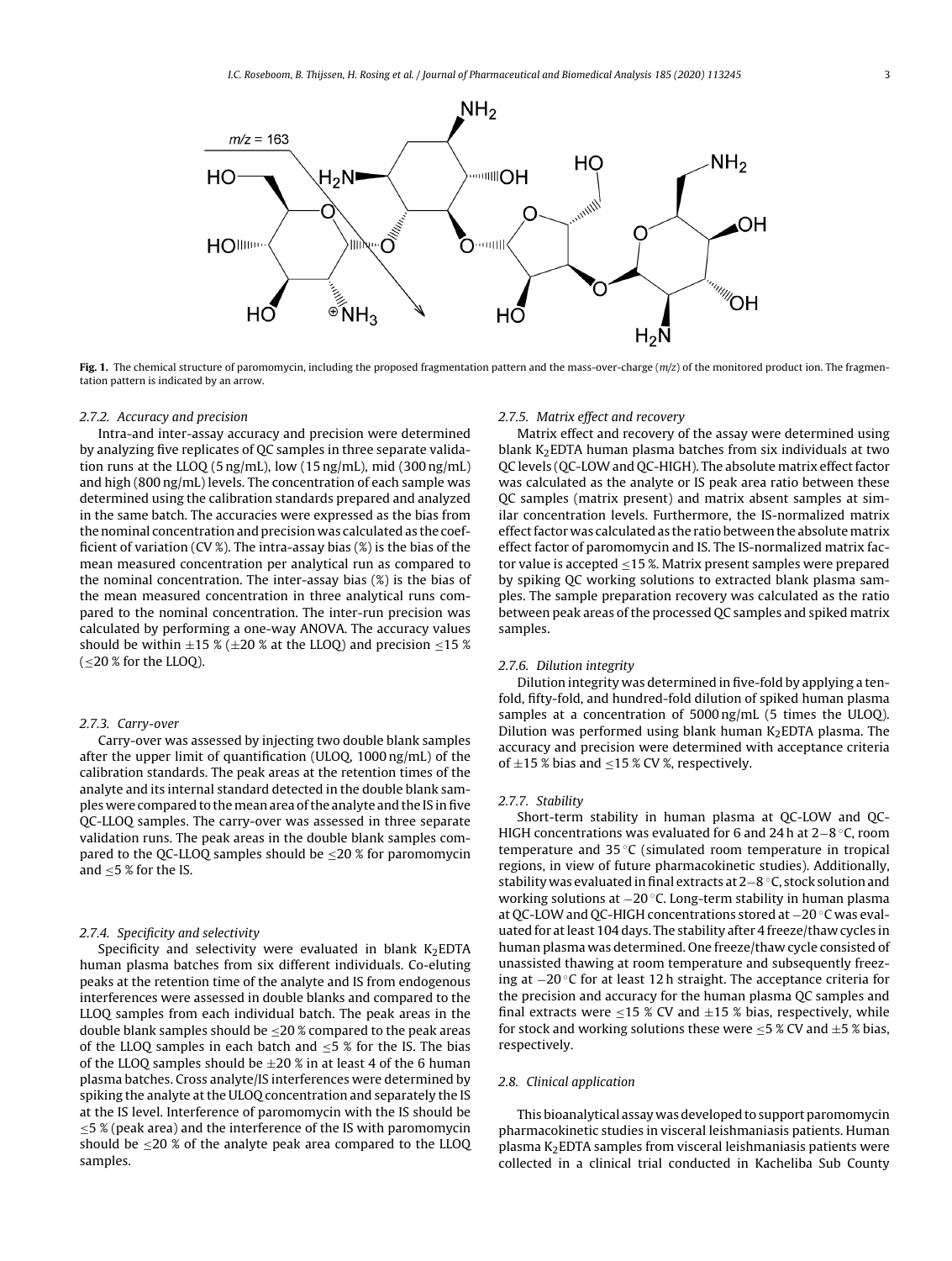**Fig. 1.** The chemical structure of paromomycin, including the proposed fragmentation pattern and the mass-over-charge ($m/z$) of the monitored product ion. The fragmentation pattern is indicated by an arrow.

#### 2.7.2. Accuracy and precision

Intra-and inter-assay accuracy and precision were determined by analyzing five replicates of QC samples in three separate validation runs at the LLOQ (5 ng/mL), low (15 ng/mL), mid (300 ng/mL) and high (800 ng/mL) levels. The concentration of each sample was determined using the calibration standards prepared and analyzed in the same batch. The accuracies were expressed as the bias from the nominal concentration and precision was calculated as the coefficient of variation (CV %). The intra-assay bias (%) is the bias of the mean measured concentration per analytical run as compared to the nominal concentration. The inter-assay bias (%) is the bias of the mean measured concentration in three analytical runs compared to the nominal concentration. The inter-run precision was calculated by performing a one-way ANOVA. The accuracy values should be within ±15 % (±20 % at the LLOQ) and precision ≤15 % (≤20 % for the LLOQ).

#### 2.7.3. Carry-over

Carry-over was assessed by injecting two double blank samples after the upper limit of quantification (ULOQ, 1000 ng/mL) of the calibration standards. The peak areas at the retention times of the analyte and its internal standard detected in the double blank samples were compared to the mean area of the analyte and the IS in five QC-LLOQ samples. The carry-over was assessed in three separate validation runs. The peak areas in the double blank samples compared to the QC-LLOQ samples should be ≤20 % for paromomycin and ≤5 % for the IS.

#### 2.7.4. Specificity and selectivity

Specificity and selectivity were evaluated in blank $K_2$EDTA human plasma batches from six different individuals. Co-eluting peaks at the retention time of the analyte and IS from endogenous interferences were assessed in double blanks and compared to the LLOQ samples from each individual batch. The peak areas in the double blank samples should be ≤20 % compared to the peak areas of the LLOQ samples in each batch and ≤5 % for the IS. The bias of the LLOQ samples should be ±20 % in at least 4 of the 6 human plasma batches. Cross analyte/IS interferences were determined by spiking the analyte at the ULOQ concentration and separately the IS at the IS level. Interference of paromomycin with the IS should be ≤5 % (peak area) and the interference of the IS with paromomycin should be ≤20 % of the analyte peak area compared to the LLOQ samples.

#### 2.7.5. Matrix effect and recovery

Matrix effect and recovery of the assay were determined using blank $K_2$EDTA human plasma batches from six individuals at two QC levels (QC-LOW and QC-HIGH). The absolute matrix effect factor was calculated as the analyte or IS peak area ratio between these QC samples (matrix present) and matrix absent samples at similar concentration levels. Furthermore, the IS-normalized matrix effect factor was calculated as the ratio between the absolute matrix effect factor of paromomycin and IS. The IS-normalized matrix factor value is accepted ≤15 %. Matrix present samples were prepared by spiking QC working solutions to extracted blank plasma samples. The sample preparation recovery was calculated as the ratio between peak areas of the processed QC samples and spiked matrix samples.

#### 2.7.6. Dilution integrity

Dilution integrity was determined in five-fold by applying a ten-fold, fifty-fold, and hundred-fold dilution of spiked human plasma samples at a concentration of 5000 ng/mL (5 times the ULOQ). Dilution was performed using blank human $K_2$EDTA plasma. The accuracy and precision were determined with acceptance criteria of ±15 % bias and ≤15 % CV %, respectively.

#### 2.7.7. Stability

Short-term stability in human plasma at QC-LOW and QC-HIGH concentrations was evaluated for 6 and 24 h at 2–8 °C, room temperature and 35 °C (simulated room temperature in tropical regions, in view of future pharmacokinetic studies). Additionally, stability was evaluated in final extracts at 2–8 °C, stock solution and working solutions at −20 °C. Long-term stability in human plasma at QC-LOW and QC-HIGH concentrations stored at −20 °C was evaluated for at least 104 days. The stability after 4 freeze/thaw cycles in human plasma was determined. One freeze/thaw cycle consisted of unassisted thawing at room temperature and subsequently freezing at −20 °C for at least 12 h straight. The acceptance criteria for the precision and accuracy for the human plasma QC samples and final extracts were ≤15 % CV and ±15 % bias, respectively, while for stock and working solutions these were ≤5 % CV and ±5 % bias, respectively.

### 2.8. Clinical application

This bioanalytical assay was developed to support paromomycin pharmacokinetic studies in visceral leishmaniasis patients. Human plasma $K_2$EDTA samples from visceral leishmaniasis patients were collected in a clinical trial conducted in Kacheliba Sub County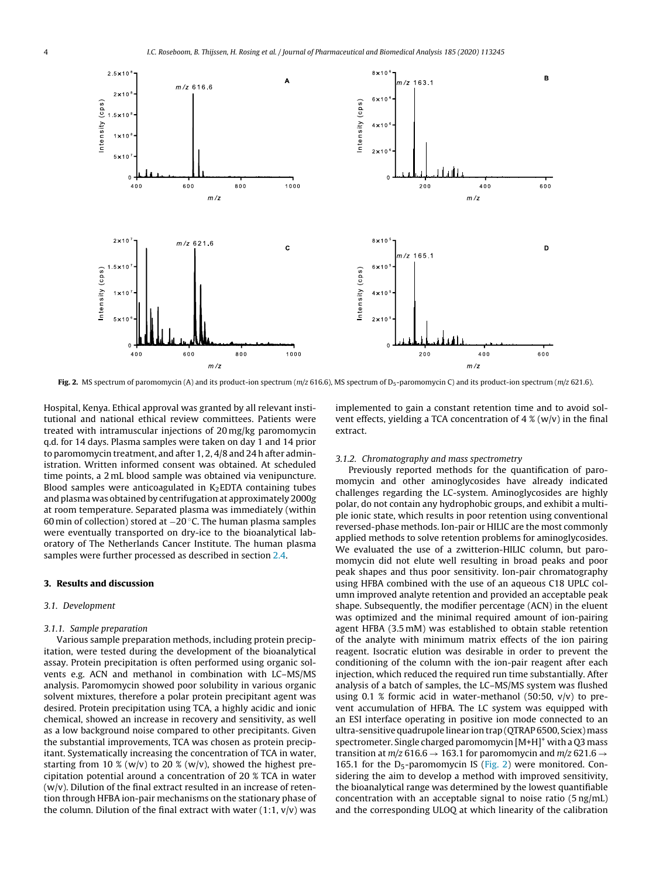**Fig. 2.** MS spectrum of paromomycin (A) and its product-ion spectrum (*m/z* 616.6), MS spectrum of $D_5$-paromomycin C) and its product-ion spectrum (*m/z* 621.6).

Hospital, Kenya. Ethical approval was granted by all relevant institutional and national ethical review committees. Patients were treated with intramuscular injections of 20 mg/kg paromomycin q.d. for 14 days. Plasma samples were taken on day 1 and 14 prior to paromomycin treatment, and after 1, 2, 4/8 and 24 h after administration. Written informed consent was obtained. At scheduled time points, a 2 mL blood sample was obtained via venipuncture. Blood samples were anticoagulated in $K_2$EDTA containing tubes and plasma was obtained by centrifugation at approximately 2000g at room temperature. Separated plasma was immediately (within 60 min of collection) stored at −20 °C. The human plasma samples were eventually transported on dry-ice to the bioanalytical laboratory of The Netherlands Cancer Institute. The human plasma samples were further processed as described in section 2.4.

## 3. Results and discussion

### 3.1. Development

#### 3.1.1. Sample preparation

Various sample preparation methods, including protein precipitation, were tested during the development of the bioanalytical assay. Protein precipitation is often performed using organic solvents e.g. ACN and methanol in combination with LC–MS/MS analysis. Paromomycin showed poor solubility in various organic solvent mixtures, therefore a polar protein precipitant agent was desired. Protein precipitation using TCA, a highly acidic and ionic chemical, showed an increase in recovery and sensitivity, as well as a low background noise compared to other precipitants. Given the substantial improvements, TCA was chosen as protein precipitant. Systematically increasing the concentration of TCA in water, starting from 10 % (w/v) to 20 % (w/v), showed the highest precipitation potential around a concentration of 20 % TCA in water (w/v). Dilution of the final extract resulted in an increase of retention through HFBA ion-pair mechanisms on the stationary phase of the column. Dilution of the final extract with water (1:1, v/v) was implemented to gain a constant retention time and to avoid solvent effects, yielding a TCA concentration of 4 % (w/v) in the final extract.

#### 3.1.2. Chromatography and mass spectrometry

Previously reported methods for the quantification of paromomycin and other aminoglycosides have already indicated challenges regarding the LC-system. Aminoglycosides are highly polar, do not contain any hydrophobic groups, and exhibit a multiple ionic state, which results in poor retention using conventional reversed-phase methods. Ion-pair or HILIC are the most commonly applied methods to solve retention problems for aminoglycosides. We evaluated the use of a zwitterion-HILIC column, but paromomycin did not elute well resulting in broad peaks and poor peak shapes and thus poor sensitivity. Ion-pair chromatography using HFBA combined with the use of an aqueous C18 UPLC column improved analyte retention and provided an acceptable peak shape. Subsequently, the modifier percentage (ACN) in the eluent was optimized and the minimal required amount of ion-pairing agent HFBA (3.5 mM) was established to obtain stable retention of the analyte with minimum matrix effects of the ion pairing reagent. Isocratic elution was desirable in order to prevent the conditioning of the column with the ion-pair reagent after each injection, which reduced the required run time substantially. After analysis of a batch of samples, the LC–MS/MS system was flushed using 0.1 % formic acid in water-methanol (50:50, v/v) to prevent accumulation of HFBA. The LC system was equipped with an ESI interface operating in positive ion mode connected to an ultra-sensitive quadrupole linear ion trap (QTRAP 6500, Sciex) mass spectrometer. Single charged paromomycin $[M+H]^+$ with a Q3 mass transition at *m/z* 616.6 → 163.1 for paromomycin and *m/z* 621.6 → 165.1 for the $D_5$-paromomycin IS (Fig. 2) were monitored. Considering the aim to develop a method with improved sensitivity, the bioanalytical range was determined by the lowest quantifiable concentration with an acceptable signal to noise ratio (5 ng/mL) and the corresponding ULOQ at which linearity of the calibration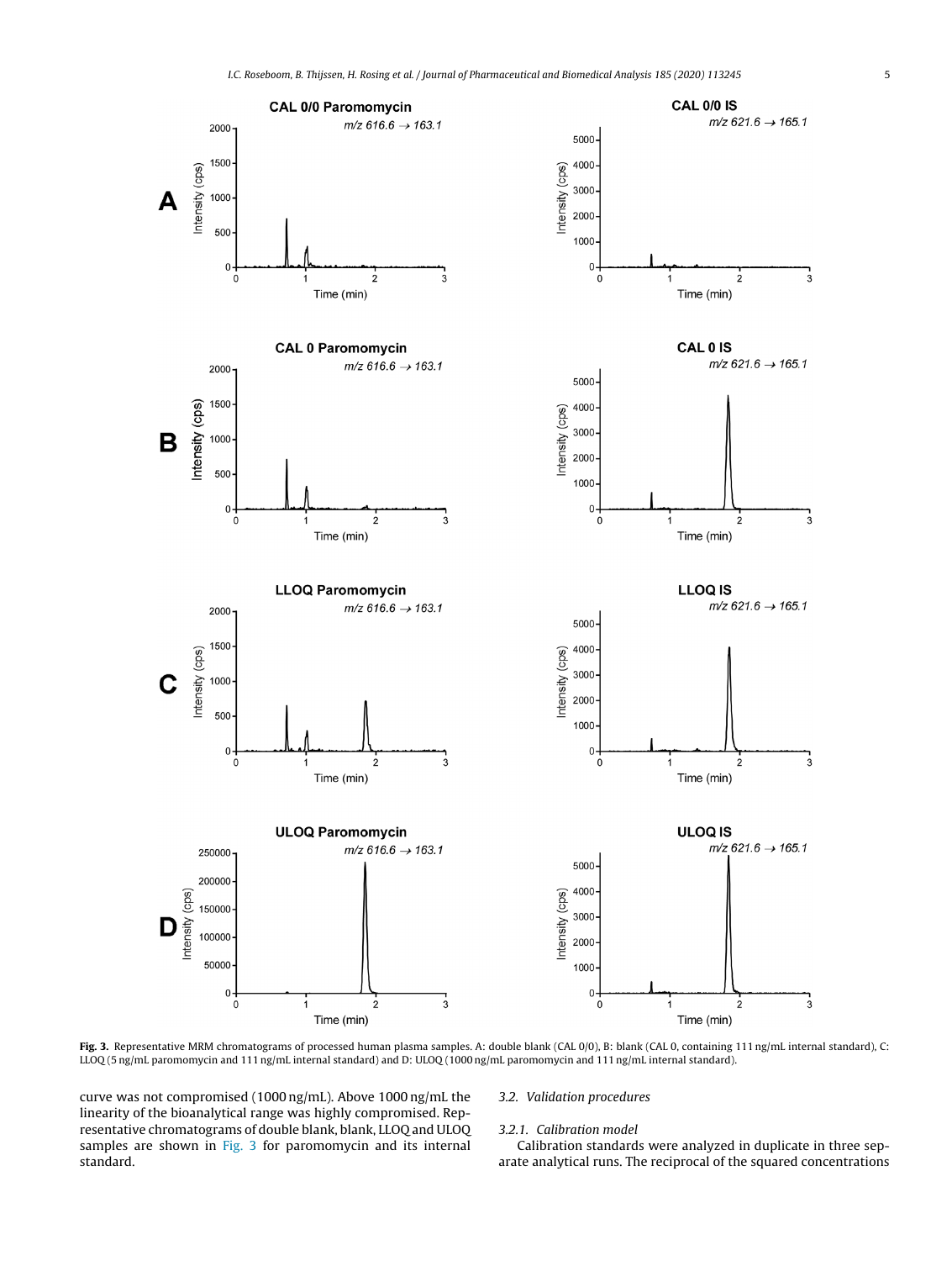Fig. 3. Representative MRM chromatograms of processed human plasma samples. A: double blank (CAL 0/0), B: blank (CAL 0, containing 111 ng/mL internal standard), C: LLOQ (5 ng/mL paromomycin and 111 ng/mL internal standard) and D: ULOQ (1000 ng/mL paromomycin and 111 ng/mL internal standard).

curve was not compromised (1000 ng/mL). Above 1000 ng/mL the linearity of the bioanalytical range was highly compromised. Representative chromatograms of double blank, blank, LLOQ and ULOQ samples are shown in Fig. 3 for paromomycin and its internal standard.

### 3.2. Validation procedures

#### 3.2.1. Calibration model

Calibration standards were analyzed in duplicate in three separate analytical runs. The reciprocal of the squared concentrations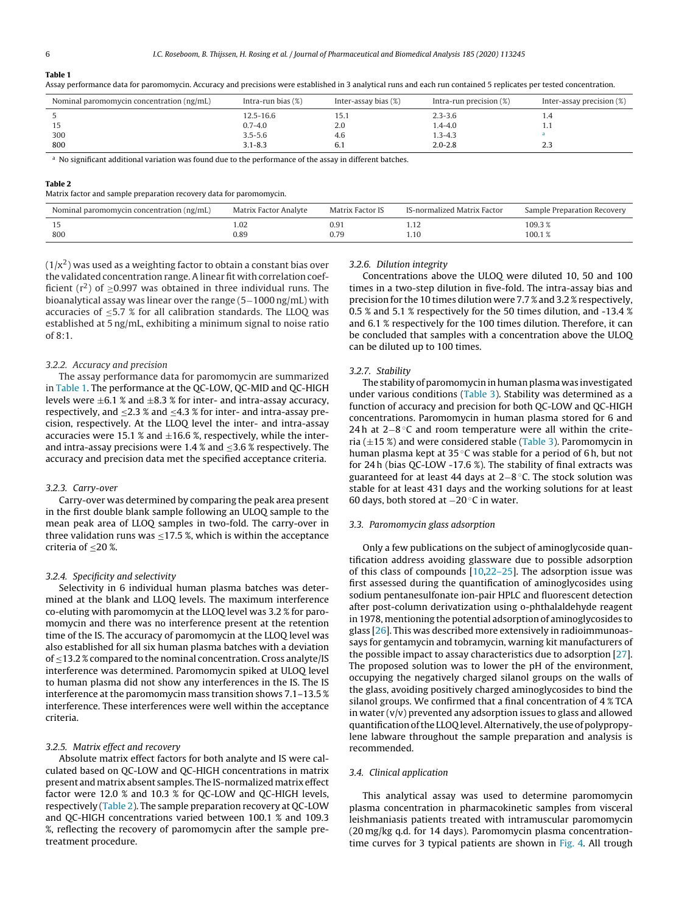**Table 1**
Assay performance data for paromomycin. Accuracy and precisions were established in 3 analytical runs and each run contained 5 replicates per tested concentration.

| Nominal paromomycin concentration (ng/mL) | Intra-run bias (%) | Inter-assay bias (%) | Intra-run precision (%) | Inter-assay precision (%) |
|---|---|---|---|---|
| 5 | 12.5-16.6 | 15.1 | 2.3-3.6 | 1.4 |
| 15 | 0.7-4.0 | 2.0 | 1.4-4.0 | 1.1 |
| 300 | 3.5-5.6 | 4.6 | 1.3-4.3 | [a] |
| 800 | 3.1-8.3 | 6.1 | 2.0-2.8 | 2.3 |

[a] No significant additional variation was found due to the performance of the assay in different batches.

**Table 2**
Matrix factor and sample preparation recovery data for paromomycin.

| Nominal paromomycin concentration (ng/mL) | Matrix Factor Analyte | Matrix Factor IS | IS-normalized Matrix Factor | Sample Preparation Recovery |
|---|---|---|---|---|
| 15 | 1.02 | 0.91 | 1.12 | 109.3 % |
| 800 | 0.89 | 0.79 | 1.10 | 100.1 % |

$(1/x^2)$ was used as a weighting factor to obtain a constant bias over the validated concentration range. A linear fit with correlation coefficient ($r^2$) of ≥0.997 was obtained in three individual runs. The bioanalytical assay was linear over the range (5−1000 ng/mL) with accuracies of ≤5.7 % for all calibration standards. The LLOQ was established at 5 ng/mL, exhibiting a minimum signal to noise ratio of 8:1.

### 3.2.2. Accuracy and precision

The assay performance data for paromomycin are summarized in Table 1. The performance at the QC-LOW, QC-MID and QC-HIGH levels were ±6.1 % and ±8.3 % for inter- and intra-assay accuracy, respectively, and ≤2.3 % and ≤4.3 % for inter- and intra-assay precision, respectively. At the LLOQ level the inter- and intra-assay accuracies were 15.1 % and ±16.6 %, respectively, while the inter- and intra-assay precisions were 1.4 % and ≤3.6 % respectively. The accuracy and precision data met the specified acceptance criteria.

### 3.2.3. Carry-over

Carry-over was determined by comparing the peak area present in the first double blank sample following an ULOQ sample to the mean peak area of LLOQ samples in two-fold. The carry-over in three validation runs was ≤17.5 %, which is within the acceptance criteria of ≤20 %.

### 3.2.4. Specificity and selectivity

Selectivity in 6 individual human plasma batches was determined at the blank and LLOQ levels. The maximum interference co-eluting with paromomycin at the LLOQ level was 3.2 % for paromomycin and there was no interference present at the retention time of the IS. The accuracy of paromomycin at the LLOQ level was also established for all six human plasma batches with a deviation of ≤13.2 % compared to the nominal concentration. Cross analyte/IS interference was determined. Paromomycin spiked at ULOQ level to human plasma did not show any interferences in the IS. The IS interference at the paromomycin mass transition shows 7.1–13.5 % interference. These interferences were well within the acceptance criteria.

### 3.2.5. Matrix effect and recovery

Absolute matrix effect factors for both analyte and IS were calculated based on QC-LOW and QC-HIGH concentrations in matrix present and matrix absent samples. The IS-normalized matrix effect factor were 12.0 % and 10.3 % for QC-LOW and QC-HIGH levels, respectively (Table 2). The sample preparation recovery at QC-LOW and QC-HIGH concentrations varied between 100.1 % and 109.3 %, reflecting the recovery of paromomycin after the sample pretreatment procedure.

### 3.2.6. Dilution integrity

Concentrations above the ULOQ were diluted 10, 50 and 100 times in a two-step dilution in five-fold. The intra-assay bias and precision for the 10 times dilution were 7.7 % and 3.2 % respectively, 0.5 % and 5.1 % respectively for the 50 times dilution, and -13.4 % and 6.1 % respectively for the 100 times dilution. Therefore, it can be concluded that samples with a concentration above the ULOQ can be diluted up to 100 times.

### 3.2.7. Stability

The stability of paromomycin in human plasma was investigated under various conditions (Table 3). Stability was determined as a function of accuracy and precision for both QC-LOW and QC-HIGH concentrations. Paromomycin in human plasma stored for 6 and 24 h at 2−8 °C and room temperature were all within the criteria (±15 %) and were considered stable (Table 3). Paromomycin in human plasma kept at 35 °C was stable for a period of 6 h, but not for 24 h (bias QC-LOW -17.6 %). The stability of final extracts was guaranteed for at least 44 days at 2−8 °C. The stock solution was stable for at least 431 days and the working solutions for at least 60 days, both stored at −20 °C in water.

## 3.3. Paromomycin glass adsorption

Only a few publications on the subject of aminoglycoside quantification address avoiding glassware due to possible adsorption of this class of compounds [10,22–25]. The adsorption issue was first assessed during the quantification of aminoglycosides using sodium pentanesulfonate ion-pair HPLC and fluorescent detection after post-column derivatization using o-phthalaldehyde reagent in 1978, mentioning the potential adsorption of aminoglycosides to glass [26]. This was described more extensively in radioimmunoassays for gentamycin and tobramycin, warning kit manufacturers of the possible impact to assay characteristics due to adsorption [27]. The proposed solution was to lower the pH of the environment, occupying the negatively charged silanol groups on the walls of the glass, avoiding positively charged aminoglycosides to bind the silanol groups. We confirmed that a final concentration of 4 % TCA in water (v/v) prevented any adsorption issues to glass and allowed quantification of the LLOQ level. Alternatively, the use of polypropylene labware throughout the sample preparation and analysis is recommended.

## 3.4. Clinical application

This analytical assay was used to determine paromomycin plasma concentration in pharmacokinetic samples from visceral leishmaniasis patients treated with intramuscular paromomycin (20 mg/kg q.d. for 14 days). Paromomycin plasma concentration-time curves for 3 typical patients are shown in Fig. 4. All trough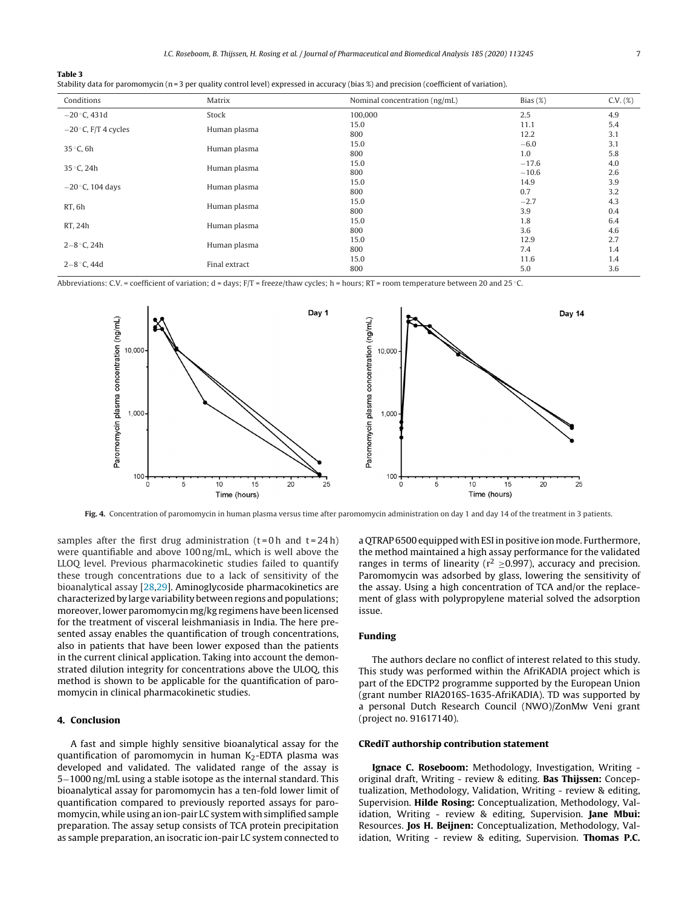**Table 3**
Stability data for paromomycin (n = 3 per quality control level) expressed in accuracy (bias %) and precision (coefficient of variation).

| Conditions | Matrix | Nominal concentration (ng/mL) | Bias (%) | C.V. (%) |
|---|---|---|---|---|
| −20 °C, 431d | Stock | 100,000 | 2.5 | 4.9 |
| −20 °C, F/T 4 cycles | Human plasma | 15.0 | 11.1 | 5.4 |
| | | 800 | 12.2 | 3.1 |
| 35 °C, 6h | Human plasma | 15.0 | −6.0 | 3.1 |
| | | 800 | 1.0 | 5.8 |
| 35 °C, 24h | Human plasma | 15.0 | −17.6 | 4.0 |
| | | 800 | −10.6 | 2.6 |
| −20 °C, 104 days | Human plasma | 15.0 | 14.9 | 3.9 |
| | | 800 | 0.7 | 3.2 |
| RT, 6h | Human plasma | 15.0 | −2.7 | 4.3 |
| | | 800 | 3.9 | 0.4 |
| RT, 24h | Human plasma | 15.0 | 1.8 | 6.4 |
| | | 800 | 3.6 | 4.6 |
| 2−8 °C, 24h | Human plasma | 15.0 | 12.9 | 2.7 |
| | | 800 | 7.4 | 1.4 |
| 2−8 °C, 44d | Final extract | 15.0 | 11.6 | 1.4 |
| | | 800 | 5.0 | 3.6 |

Abbreviations: C.V. = coefficient of variation; d = days; F/T = freeze/thaw cycles; h = hours; RT = room temperature between 20 and 25 °C.

**Fig. 4.** Concentration of paromomycin in human plasma versus time after paromomycin administration on day 1 and day 14 of the treatment in 3 patients.

samples after the first drug administration (t = 0 h and t = 24 h) were quantifiable and above 100 ng/mL, which is well above the LLOQ level. Previous pharmacokinetic studies failed to quantify these trough concentrations due to a lack of sensitivity of the bioanalytical assay [28,29]. Aminoglycoside pharmacokinetics are characterized by large variability between regions and populations; moreover, lower paromomycin mg/kg regimens have been licensed for the treatment of visceral leishmaniasis in India. The here presented assay enables the quantification of trough concentrations, also in patients that have been lower exposed than the patients in the current clinical application. Taking into account the demonstrated dilution integrity for concentrations above the ULOQ, this method is shown to be applicable for the quantification of paromomycin in clinical pharmacokinetic studies.

## 4. Conclusion

A fast and simple highly sensitive bioanalytical assay for the quantification of paromomycin in human $K_2$-EDTA plasma was developed and validated. The validated range of the assay is 5−1000 ng/mL using a stable isotope as the internal standard. This bioanalytical assay for paromomycin has a ten-fold lower limit of quantification compared to previously reported assays for paromomycin, while using an ion-pair LC system with simplified sample preparation. The assay setup consists of TCA protein precipitation as sample preparation, an isocratic ion-pair LC system connected to a QTRAP 6500 equipped with ESI in positive ion mode. Furthermore, the method maintained a high assay performance for the validated ranges in terms of linearity ($r^2 \geq 0.997$), accuracy and precision. Paromomycin was adsorbed by glass, lowering the sensitivity of the assay. Using a high concentration of TCA and/or the replacement of glass with polypropylene material solved the adsorption issue.

## Funding

The authors declare no conflict of interest related to this study. This study was performed within the AfriKADIA project which is part of the EDCTP2 programme supported by the European Union (grant number RIA2016S-1635-AfriKADIA). TD was supported by a personal Dutch Research Council (NWO)/ZonMw Veni grant (project no. 91617140).

## CRediT authorship contribution statement

**Ignace C. Roseboom:** Methodology, Investigation, Writing - original draft, Writing - review & editing. **Bas Thijssen:** Conceptualization, Methodology, Validation, Writing - review & editing, Supervision. **Hilde Rosing:** Conceptualization, Methodology, Validation, Writing - review & editing, Supervision. **Jane Mbui:** Resources. **Jos H. Beijnen:** Conceptualization, Methodology, Validation, Writing - review & editing, Supervision. **Thomas P.C.**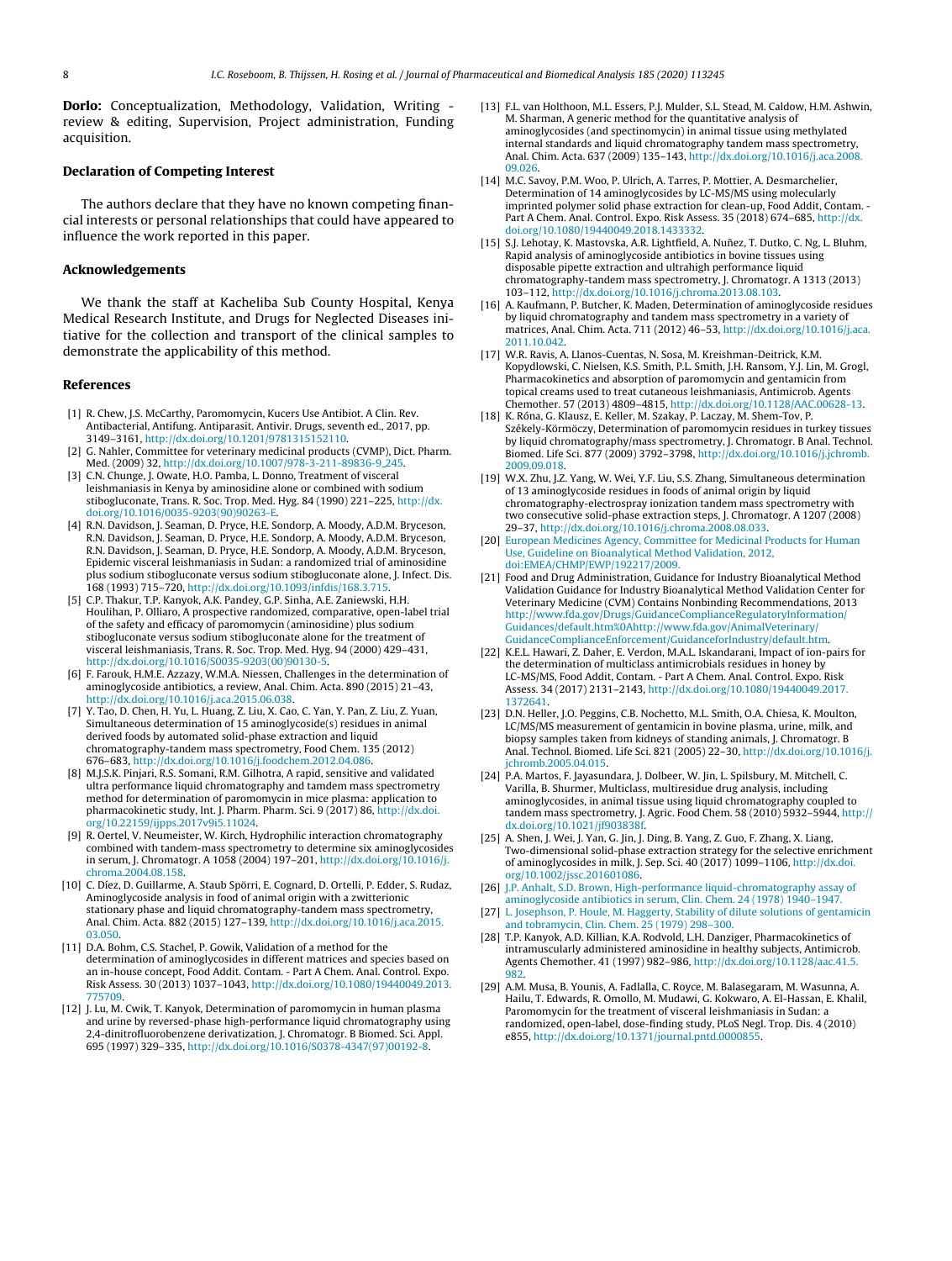**Dorlo:** Conceptualization, Methodology, Validation, Writing - review & editing, Supervision, Project administration, Funding acquisition.

## Declaration of Competing Interest

The authors declare that they have no known competing financial interests or personal relationships that could have appeared to influence the work reported in this paper.

## Acknowledgements

We thank the staff at Kacheliba Sub County Hospital, Kenya Medical Research Institute, and Drugs for Neglected Diseases initiative for the collection and transport of the clinical samples to demonstrate the applicability of this method.

## References

[1] R. Chew, J.S. McCarthy, Paromomycin, Kucers Use Antibiot. A Clin. Rev. Antibacterial, Antifung. Antiparasit. Antivir. Drugs, seventh ed., 2017, pp. 3149–3161, http://dx.doi.org/10.1201/9781315152110.

[2] G. Nahler, Committee for veterinary medicinal products (CVMP), Dict. Pharm. Med. (2009) 32, http://dx.doi.org/10.1007/978-3-211-89836-9_245.

[3] C.N. Chunge, J. Owate, H.O. Pamba, L. Donno, Treatment of visceral leishmaniasis in Kenya by aminosidine alone or combined with sodium stibogluconate, Trans. R. Soc. Trop. Med. Hyg. 84 (1990) 221–225, http://dx.doi.org/10.1016/0035-9203(90)90263-E.

[4] R.N. Davidson, J. Seaman, D. Pryce, H.E. Sondorp, A. Moody, A.D.M. Bryceson, R.N. Davidson, J. Seaman, D. Pryce, H.E. Sondorp, A. Moody, A.D.M. Bryceson, R.N. Davidson, J. Seaman, D. Pryce, H.E. Sondorp, A. Moody, A.D.M. Bryceson, Epidemic visceral leishmaniasis in Sudan: a randomized trial of aminosidine plus sodium stibogluconate versus sodium stibogluconate alone, J. Infect. Dis. 168 (1993) 715–720, http://dx.doi.org/10.1093/infdis/168.3.715.

[5] C.P. Thakur, T.P. Kanyok, A.K. Pandey, G.P. Sinha, A.E. Zaniewski, H.H. Houlihan, P. Olliaro, A prospective randomized, comparative, open-label trial of the safety and efficacy of paromomycin (aminosidine) plus sodium stibogluconate versus sodium stibogluconate alone for the treatment of visceral leishmaniasis, Trans. R. Soc. Trop. Med. Hyg. 94 (2000) 429–431, http://dx.doi.org/10.1016/S0035-9203(00)90130-5.

[6] F. Farouk, H.M.E. Azzazy, W.M.A. Niessen, Challenges in the determination of aminoglycoside antibiotics, a review, Anal. Chim. Acta. 890 (2015) 21–43, http://dx.doi.org/10.1016/j.aca.2015.06.038.

[7] Y. Tao, D. Chen, H. Yu, L. Huang, Z. Liu, X. Cao, C. Yan, Y. Pan, Z. Liu, Z. Yuan, Simultaneous determination of 15 aminoglycoside(s) residues in animal derived foods by automated solid-phase extraction and liquid chromatography-tandem mass spectrometry, Food Chem. 135 (2012) 676–683, http://dx.doi.org/10.1016/j.foodchem.2012.04.086.

[8] M.J.S.K. Pinjari, R.S. Somani, R.M. Gilhotra, A rapid, sensitive and validated ultra performance liquid chromatography and tamdem mass spectrometry method for determination of paromomycin in mice plasma: application to pharmacokinetic study, Int. J. Pharm. Pharm. Sci. 9 (2017) 86, http://dx.doi.org/10.22159/ijpps.2017v9i5.11024.

[9] R. Oertel, V. Neumeister, W. Kirch, Hydrophilic interaction chromatography combined with tandem-mass spectrometry to determine six aminoglycosides in serum, J. Chromatogr. A 1058 (2004) 197–201, http://dx.doi.org/10.1016/j.chroma.2004.08.158.

[10] C. Díez, D. Guillarme, A. Staub Spörri, E. Cognard, D. Ortelli, P. Edder, S. Rudaz, Aminoglycoside analysis in food of animal origin with a zwitterionic stationary phase and liquid chromatography-tandem mass spectrometry, Anal. Chim. Acta. 882 (2015) 127–139, http://dx.doi.org/10.1016/j.aca.2015.03.050.

[11] D.A. Bohm, C.S. Stachel, P. Gowik, Validation of a method for the determination of aminoglycosides in different matrices and species based on an in-house concept, Food Addit. Contam. - Part A Chem. Anal. Control. Expo. Risk Assess. 30 (2013) 1037–1043, http://dx.doi.org/10.1080/19440049.2013.775709.

[12] J. Lu, M. Cwik, T. Kanyok, Determination of paromomycin in human plasma and urine by reversed-phase high-performance liquid chromatography using 2,4-dinitrofluorobenzene derivatization, J. Chromatogr. B Biomed. Sci. Appl. 695 (1997) 329–335, http://dx.doi.org/10.1016/S0378-4347(97)00192-8.

[13] F.L. van Holthoon, M.L. Essers, P.J. Mulder, S.L. Stead, M. Caldow, H.M. Ashwin, M. Sharman, A generic method for the quantitative analysis of aminoglycosides (and spectinomycin) in animal tissue using methylated internal standards and liquid chromatography tandem mass spectrometry, Anal. Chim. Acta. 637 (2009) 135–143, http://dx.doi.org/10.1016/j.aca.2008.09.026.

[14] M.C. Savoy, P.M. Woo, P. Ulrich, A. Tarres, P. Mottier, A. Desmarchelier, Determination of 14 aminoglycosides by LC-MS/MS using molecularly imprinted polymer solid phase extraction for clean-up, Food Addit, Contam. - Part A Chem. Anal. Control. Expo. Risk Assess. 35 (2018) 674–685, http://dx.doi.org/10.1080/19440049.2018.1433332.

[15] S.J. Lehotay, K. Mastovska, A.R. Lightfield, A. Nuñez, T. Dutko, C. Ng, L. Bluhm, Rapid analysis of aminoglycoside antibiotics in bovine tissues using disposable pipette extraction and ultrahigh performance liquid chromatography-tandem mass spectrometry, J. Chromatogr. A 1313 (2013) 103–112, http://dx.doi.org/10.1016/j.chroma.2013.08.103.

[16] A. Kaufmann, P. Butcher, K. Maden, Determination of aminoglycoside residues by liquid chromatography and tandem mass spectrometry in a variety of matrices, Anal. Chim. Acta. 711 (2012) 46–53, http://dx.doi.org/10.1016/j.aca.2011.10.042.

[17] W.R. Ravis, A. Llanos-Cuentas, N. Sosa, M. Kreishman-Deitrick, K.M. Kopydlowski, C. Nielsen, K.S. Smith, P.L. Smith, J.H. Ransom, Y.J. Lin, M. Grogl, Pharmacokinetics and absorption of paromomycin and gentamicin from topical creams used to treat cutaneous leishmaniasis, Antimicrob. Agents Chemother. 57 (2013) 4809–4815, http://dx.doi.org/10.1128/AAC.00628-13.

[18] K. Róna, G. Klausz, E. Keller, M. Szakay, P. Laczay, M. Shem-Tov, P. Székely-Körmöczy, Determination of paromomycin residues in turkey tissues by liquid chromatography/mass spectrometry, J. Chromatogr. B Anal. Technol. Biomed. Life Sci. 877 (2009) 3792–3798, http://dx.doi.org/10.1016/j.jchromb.2009.09.018.

[19] W.X. Zhu, J.Z. Yang, W. Wei, Y.F. Liu, S.S. Zhang, Simultaneous determination of 13 aminoglycoside residues in foods of animal origin by liquid chromatography-electrospray ionization tandem mass spectrometry with two consecutive solid-phase extraction steps, J. Chromatogr. A 1207 (2008) 29–37, http://dx.doi.org/10.1016/j.chroma.2008.08.033.

[20] European Medicines Agency, Committee for Medicinal Products for Human Use, Guideline on Bioanalytical Method Validation, 2012, doi:EMEA/CHMP/EWP/192217/2009.

[21] Food and Drug Administration, Guidance for Industry Bioanalytical Method Validation Guidance for Industry Bioanalytical Method Validation Center for Veterinary Medicine (CVM) Contains Nonbinding Recommendations, 2013 http://www.fda.gov/Drugs/GuidanceComplianceRegulatoryInformation/Guidances/default.htm%0Ahttp://www.fda.gov/AnimalVeterinary/GuidanceComplianceEnforcement/GuidanceforIndustry/default.htm.

[22] K.E.L. Hawari, Z. Daher, E. Verdon, M.A.L. Iskandarani, Impact of ion-pairs for the determination of multiclass antimicrobials residues in honey by LC-MS/MS, Food Addit, Contam. - Part A Chem. Anal. Control. Expo. Risk Assess. 34 (2017) 2131–2143, http://dx.doi.org/10.1080/19440049.2017.1372641.

[23] D.N. Heller, J.O. Peggins, C.B. Nochetto, M.L. Smith, O.A. Chiesa, K. Moulton, LC/MS/MS measurement of gentamicin in bovine plasma, urine, milk, and biopsy samples taken from kidneys of standing animals, J. Chromatogr. B Anal. Technol. Biomed. Life Sci. 821 (2005) 22–30, http://dx.doi.org/10.1016/j.jchromb.2005.04.015.

[24] P.A. Martos, F. Jayasundara, J. Dolbeer, W. Jin, L. Spilsbury, M. Mitchell, C. Varilla, B. Shurmer, Multiclass, multiresidue drug analysis, including aminoglycosides, in animal tissue using liquid chromatography coupled to tandem mass spectrometry, J. Agric. Food Chem. 58 (2010) 5932–5944, http://dx.doi.org/10.1021/jf903838f.

[25] A. Shen, J. Wei, J. Yan, G. Jin, J. Ding, B. Yang, Z. Guo, F. Zhang, X. Liang, Two-dimensional solid-phase extraction strategy for the selective enrichment of aminoglycosides in milk, J. Sep. Sci. 40 (2017) 1099–1106, http://dx.doi.org/10.1002/jssc.201601086.

[26] J.P. Anhalt, S.D. Brown, High-performance liquid-chromatography assay of aminoglycoside antibiotics in serum, Clin. Chem. 24 (1978) 1940–1947.

[27] L. Josephson, P. Houle, M. Haggerty, Stability of dilute solutions of gentamicin and tobramycin, Clin. Chem. 25 (1979) 298–300.

[28] T.P. Kanyok, A.D. Killian, K.A. Rodvold, L.H. Danziger, Pharmacokinetics of intramuscularly administered aminosidine in healthy subjects, Antimicrob. Agents Chemother. 41 (1997) 982–986, http://dx.doi.org/10.1128/aac.41.5.982.

[29] A.M. Musa, B. Younis, A. Fadlalla, C. Royce, M. Balasegaram, M. Wasunna, A. Hailu, T. Edwards, R. Omollo, M. Mudawi, G. Kokwaro, A. El-Hassan, E. Khalil, Paromomycin for the treatment of visceral leishmaniasis in Sudan: a randomized, open-label, dose-finding study, PLoS Negl. Trop. Dis. 4 (2010) e855, http://dx.doi.org/10.1371/journal.pntd.0000855.